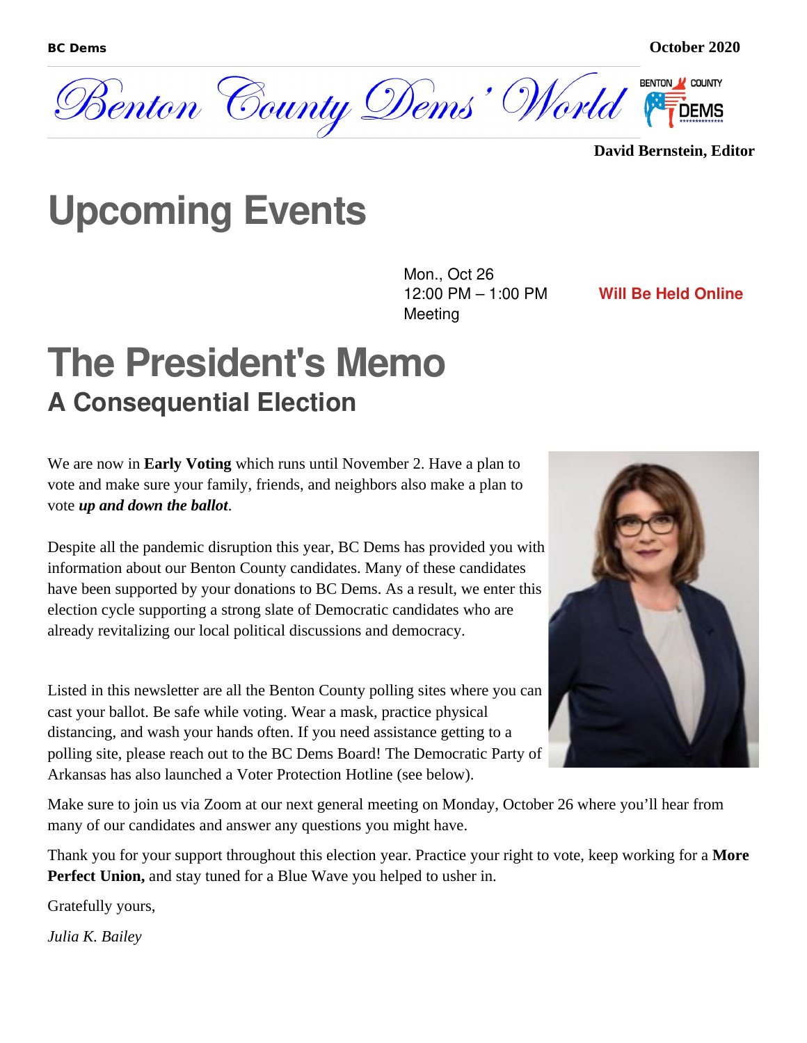# Benton County Dems' World

**David Bernstein, Editor**

# Upcoming Events

Mon., Oct 26
12:00 PM – 1:00 PM
Meeting

**Will Be Held Online**

# The President's Memo

## A Consequential Election

We are now in **Early Voting** which runs until November 2. Have a plan to vote and make sure your family, friends, and neighbors also make a plan to vote ***up and down the ballot***.

Despite all the pandemic disruption this year, BC Dems has provided you with information about our Benton County candidates. Many of these candidates have been supported by your donations to BC Dems. As a result, we enter this election cycle supporting a strong slate of Democratic candidates who are already revitalizing our local political discussions and democracy.

Listed in this newsletter are all the Benton County polling sites where you can cast your ballot. Be safe while voting. Wear a mask, practice physical distancing, and wash your hands often. If you need assistance getting to a polling site, please reach out to the BC Dems Board! The Democratic Party of Arkansas has also launched a Voter Protection Hotline (see below).

Make sure to join us via Zoom at our next general meeting on Monday, October 26 where you'll hear from many of our candidates and answer any questions you might have.

Thank you for your support throughout this election year. Practice your right to vote, keep working for a **More Perfect Union,** and stay tuned for a Blue Wave you helped to usher in.

Gratefully yours,

*Julia K. Bailey*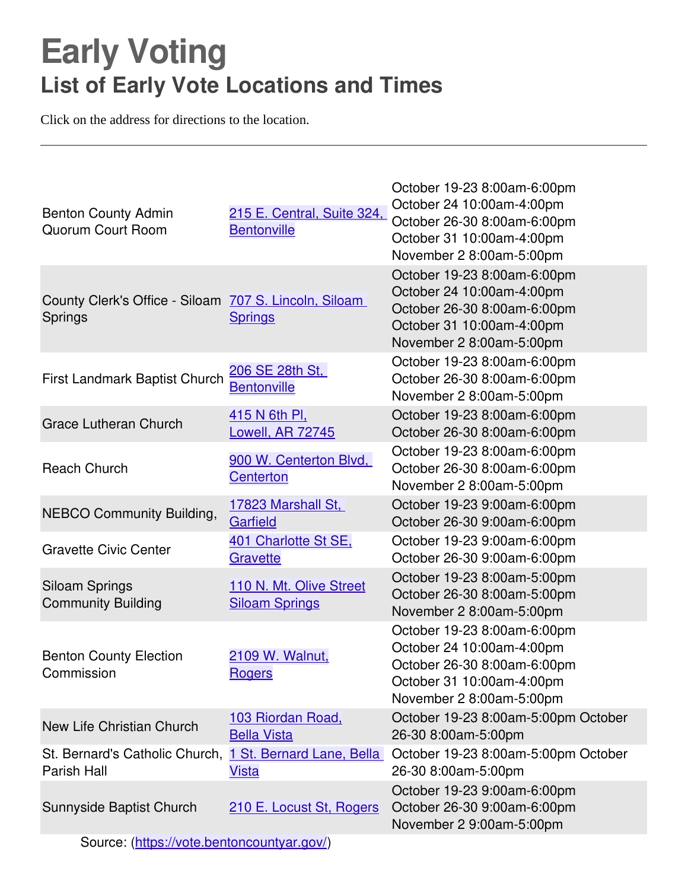# Early Voting

## List of Early Vote Locations and Times

Click on the address for directions to the location.

---

| | | |
|---|---|---|
| Benton County Admin Quorum Court Room | [215 E. Central, Suite 324, Bentonville]() | October 19-23 8:00am-6:00pm<br>October 24 10:00am-4:00pm<br>October 26-30 8:00am-6:00pm<br>October 31 10:00am-4:00pm<br>November 2 8:00am-5:00pm |
| County Clerk's Office - Siloam Springs | [707 S. Lincoln, Siloam Springs]() | October 19-23 8:00am-6:00pm<br>October 24 10:00am-4:00pm<br>October 26-30 8:00am-6:00pm<br>October 31 10:00am-4:00pm<br>November 2 8:00am-5:00pm |
| First Landmark Baptist Church | [206 SE 28th St, Bentonville]() | October 19-23 8:00am-6:00pm<br>October 26-30 8:00am-6:00pm<br>November 2 8:00am-5:00pm |
| Grace Lutheran Church | [415 N 6th Pl, Lowell, AR 72745]() | October 19-23 8:00am-6:00pm<br>October 26-30 8:00am-6:00pm |
| Reach Church | [900 W. Centerton Blvd, Centerton]() | October 19-23 8:00am-6:00pm<br>October 26-30 8:00am-6:00pm<br>November 2 8:00am-5:00pm |
| NEBCO Community Building, | [17823 Marshall St, Garfield]() | October 19-23 9:00am-6:00pm<br>October 26-30 9:00am-6:00pm |
| Gravette Civic Center | [401 Charlotte St SE, Gravette]() | October 19-23 9:00am-6:00pm<br>October 26-30 9:00am-6:00pm |
| Siloam Springs Community Building | [110 N. Mt. Olive Street Siloam Springs]() | October 19-23 8:00am-5:00pm<br>October 26-30 8:00am-5:00pm<br>November 2 8:00am-5:00pm |
| Benton County Election Commission | [2109 W. Walnut, Rogers]() | October 19-23 8:00am-6:00pm<br>October 24 10:00am-4:00pm<br>October 26-30 8:00am-6:00pm<br>October 31 10:00am-4:00pm<br>November 2 8:00am-5:00pm |
| New Life Christian Church | [103 Riordan Road, Bella Vista]() | October 19-23 8:00am-5:00pm October 26-30 8:00am-5:00pm |
| St. Bernard's Catholic Church, Parish Hall | [1 St. Bernard Lane, Bella Vista]() | October 19-23 8:00am-5:00pm October 26-30 8:00am-5:00pm |
| Sunnyside Baptist Church | [210 E. Locust St, Rogers]() | October 19-23 9:00am-6:00pm<br>October 26-30 9:00am-6:00pm<br>November 2 9:00am-5:00pm |

Source: (https://vote.bentoncountyar.gov/)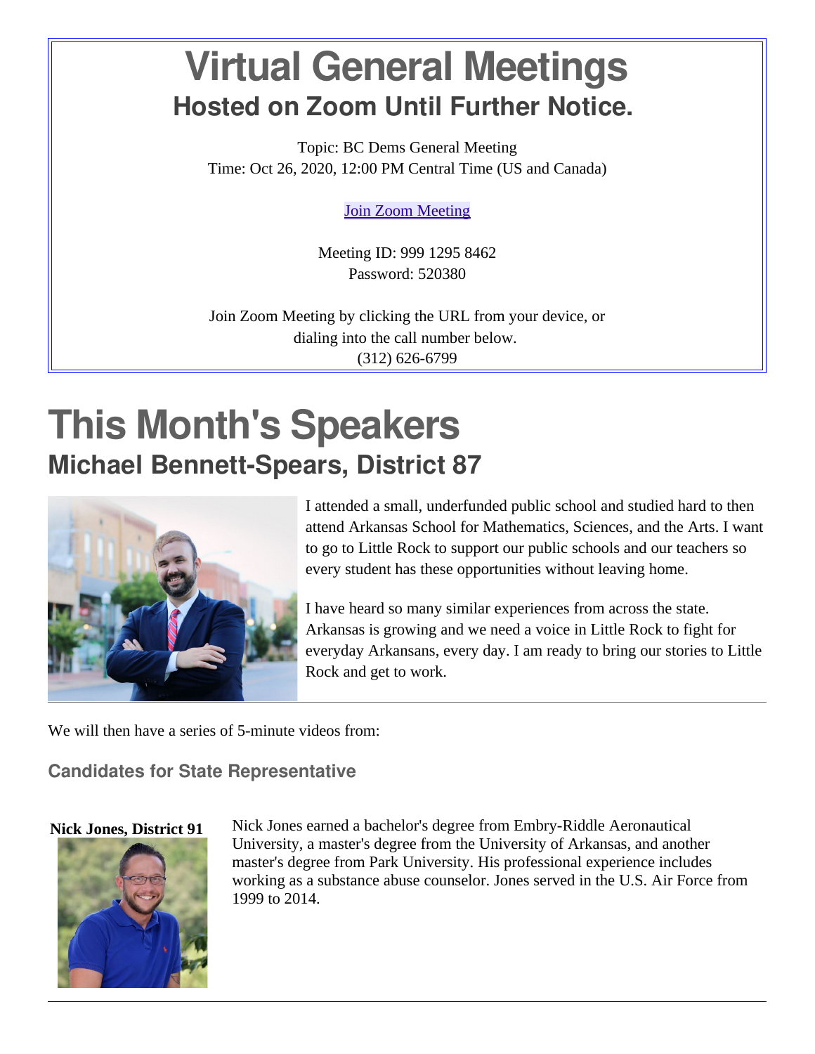# Virtual General Meetings

## Hosted on Zoom Until Further Notice.

Topic: BC Dems General Meeting
Time: Oct 26, 2020, 12:00 PM Central Time (US and Canada)

Join Zoom Meeting

Meeting ID: 999 1295 8462
Password: 520380

Join Zoom Meeting by clicking the URL from your device, or dialing into the call number below.
(312) 626-6799

# This Month's Speakers

## Michael Bennett-Spears, District 87

I attended a small, underfunded public school and studied hard to then attend Arkansas School for Mathematics, Sciences, and the Arts. I want to go to Little Rock to support our public schools and our teachers so every student has these opportunities without leaving home.

I have heard so many similar experiences from across the state. Arkansas is growing and we need a voice in Little Rock to fight for everyday Arkansans, every day. I am ready to bring our stories to Little Rock and get to work.

---

We will then have a series of 5-minute videos from:

### Candidates for State Representative

**Nick Jones, District 91**

Nick Jones earned a bachelor's degree from Embry-Riddle Aeronautical University, a master's degree from the University of Arkansas, and another master's degree from Park University. His professional experience includes working as a substance abuse counselor. Jones served in the U.S. Air Force from 1999 to 2014.

---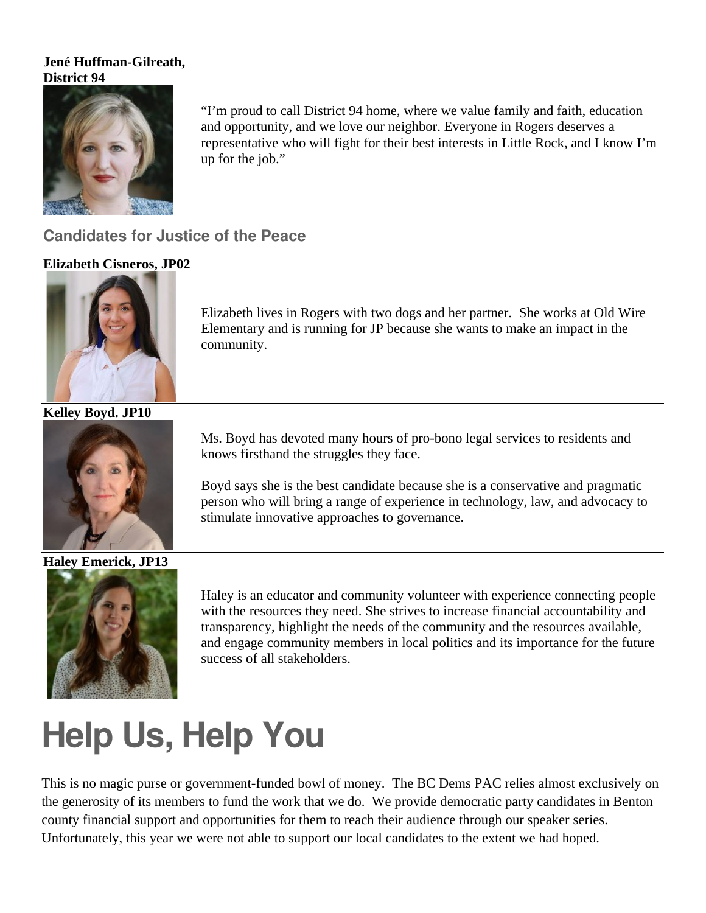**Jené Huffman-Gilreath, District 94**

"I'm proud to call District 94 home, where we value family and faith, education and opportunity, and we love our neighbor. Everyone in Rogers deserves a representative who will fight for their best interests in Little Rock, and I know I'm up for the job."

## Candidates for Justice of the Peace

**Elizabeth Cisneros, JP02**

Elizabeth lives in Rogers with two dogs and her partner. She works at Old Wire Elementary and is running for JP because she wants to make an impact in the community.

**Kelley Boyd. JP10**

Ms. Boyd has devoted many hours of pro-bono legal services to residents and knows firsthand the struggles they face.

Boyd says she is the best candidate because she is a conservative and pragmatic person who will bring a range of experience in technology, law, and advocacy to stimulate innovative approaches to governance.

**Haley Emerick, JP13**

Haley is an educator and community volunteer with experience connecting people with the resources they need. She strives to increase financial accountability and transparency, highlight the needs of the community and the resources available, and engage community members in local politics and its importance for the future success of all stakeholders.

# Help Us, Help You

This is no magic purse or government-funded bowl of money. The BC Dems PAC relies almost exclusively on the generosity of its members to fund the work that we do. We provide democratic party candidates in Benton county financial support and opportunities for them to reach their audience through our speaker series. Unfortunately, this year we were not able to support our local candidates to the extent we had hoped.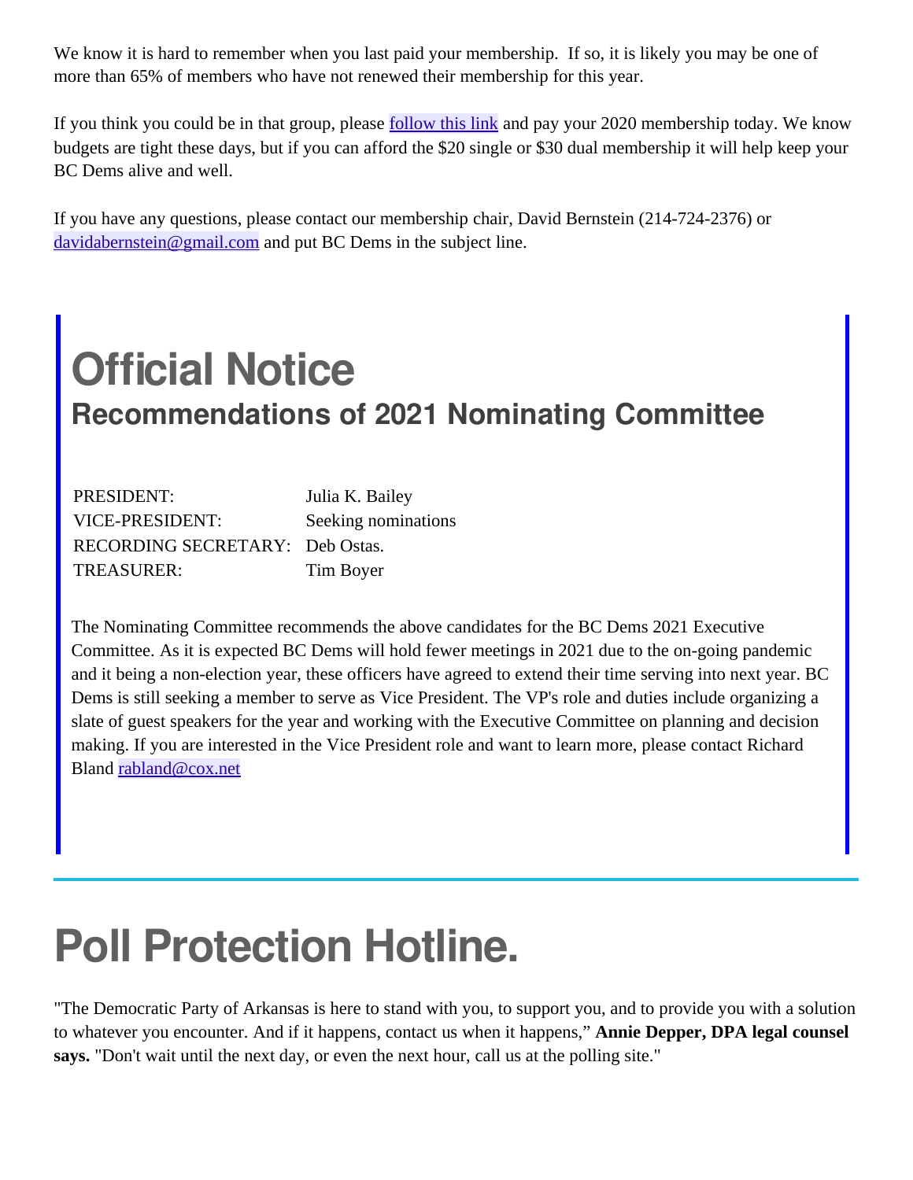We know it is hard to remember when you last paid your membership. If so, it is likely you may be one of more than 65% of members who have not renewed their membership for this year.

If you think you could be in that group, please follow this link and pay your 2020 membership today. We know budgets are tight these days, but if you can afford the $20 single or $30 dual membership it will help keep your BC Dems alive and well.

If you have any questions, please contact our membership chair, David Bernstein (214-724-2376) or davidabernstein@gmail.com and put BC Dems in the subject line.

# Official Notice

## Recommendations of 2021 Nominating Committee

| | |
|---|---|
| PRESIDENT: | Julia K. Bailey |
| VICE-PRESIDENT: | Seeking nominations |
| RECORDING SECRETARY: | Deb Ostas. |
| TREASURER: | Tim Boyer |

The Nominating Committee recommends the above candidates for the BC Dems 2021 Executive Committee. As it is expected BC Dems will hold fewer meetings in 2021 due to the on-going pandemic and it being a non-election year, these officers have agreed to extend their time serving into next year. BC Dems is still seeking a member to serve as Vice President. The VP's role and duties include organizing a slate of guest speakers for the year and working with the Executive Committee on planning and decision making. If you are interested in the Vice President role and want to learn more, please contact Richard Bland rabland@cox.net

# Poll Protection Hotline.

"The Democratic Party of Arkansas is here to stand with you, to support you, and to provide you with a solution to whatever you encounter. And if it happens, contact us when it happens," **Annie Depper, DPA legal counsel says.** "Don't wait until the next day, or even the next hour, call us at the polling site."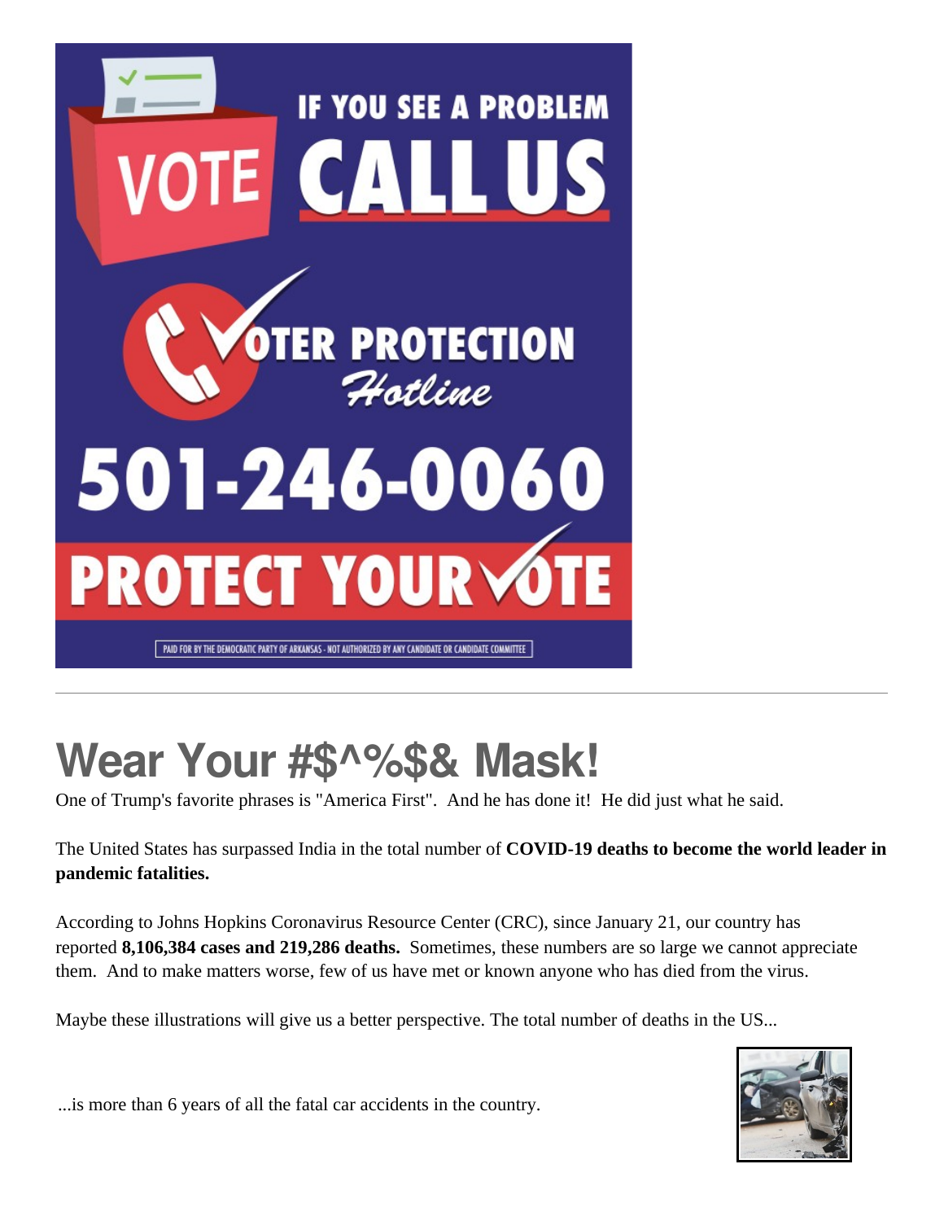IF YOU SEE A PROBLEM

VOTE CALL US

VOTER PROTECTION Hotline

501-246-0060

PROTECT YOUR VOTE

PAID FOR BY THE DEMOCRATIC PARTY OF ARKANSAS - NOT AUTHORIZED BY ANY CANDIDATE OR CANDIDATE COMMITTEE

---

# Wear Your #$^%$& Mask!

One of Trump's favorite phrases is "America First". And he has done it! He did just what he said.

The United States has surpassed India in the total number of **COVID-19 deaths to become the world leader in pandemic fatalities.**

According to Johns Hopkins Coronavirus Resource Center (CRC), since January 21, our country has reported **8,106,384 cases and 219,286 deaths.** Sometimes, these numbers are so large we cannot appreciate them. And to make matters worse, few of us have met or known anyone who has died from the virus.

Maybe these illustrations will give us a better perspective. The total number of deaths in the US...

...is more than 6 years of all the fatal car accidents in the country.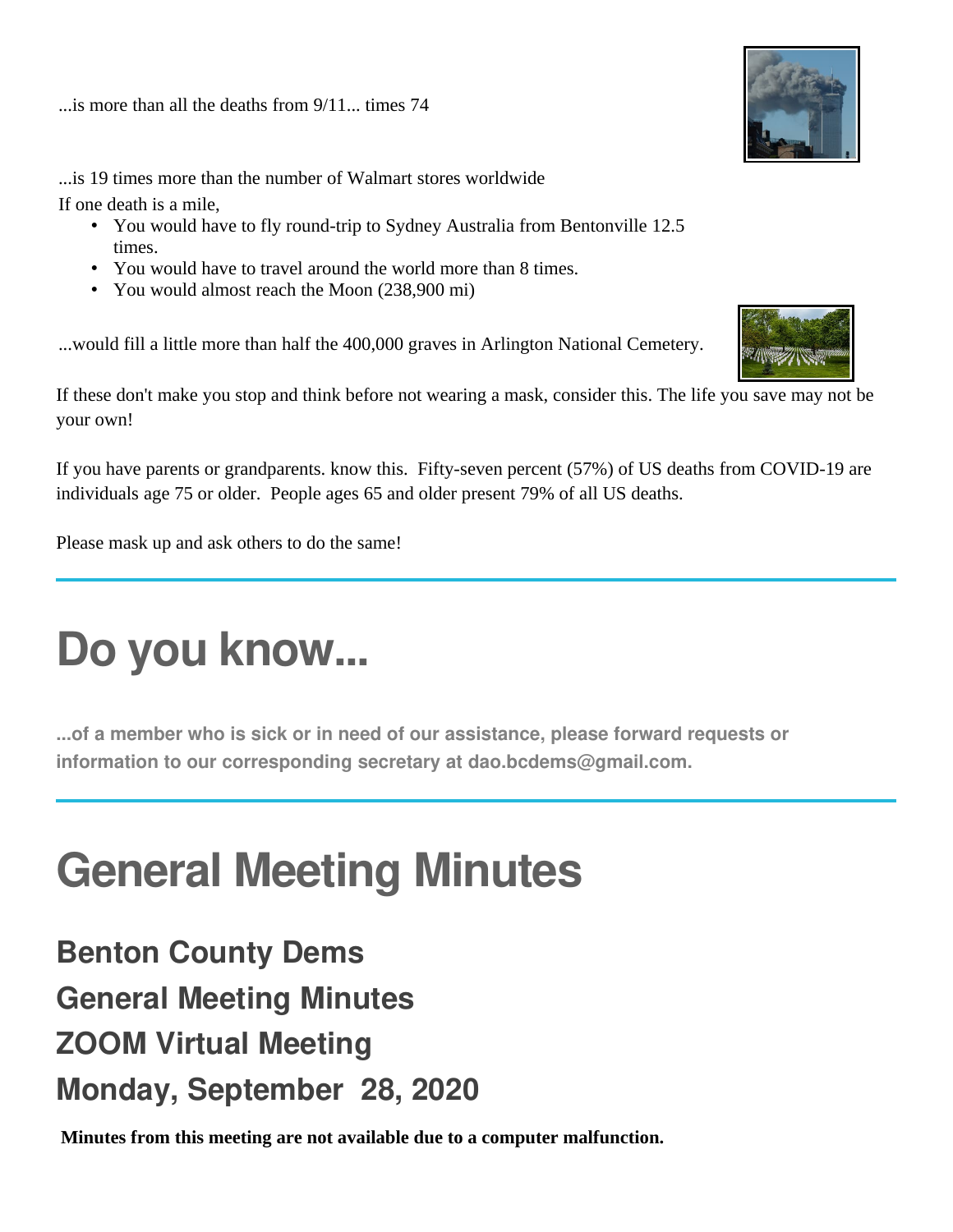...is more than all the deaths from 9/11... times 74

...is 19 times more than the number of Walmart stores worldwide

If one death is a mile,

- You would have to fly round-trip to Sydney Australia from Bentonville 12.5 times.
- You would have to travel around the world more than 8 times.
- You would almost reach the Moon (238,900 mi)

...would fill a little more than half the 400,000 graves in Arlington National Cemetery.

If these don't make you stop and think before not wearing a mask, consider this. The life you save may not be your own!

If you have parents or grandparents. know this. Fifty-seven percent (57%) of US deaths from COVID-19 are individuals age 75 or older. People ages 65 and older present 79% of all US deaths.

Please mask up and ask others to do the same!

# Do you know...

**...of a member who is sick or in need of our assistance, please forward requests or information to our corresponding secretary at dao.bcdems@gmail.com.**

# General Meeting Minutes

## Benton County Dems

## General Meeting Minutes

## ZOOM Virtual Meeting

## Monday, September 28, 2020

**Minutes from this meeting are not available due to a computer malfunction.**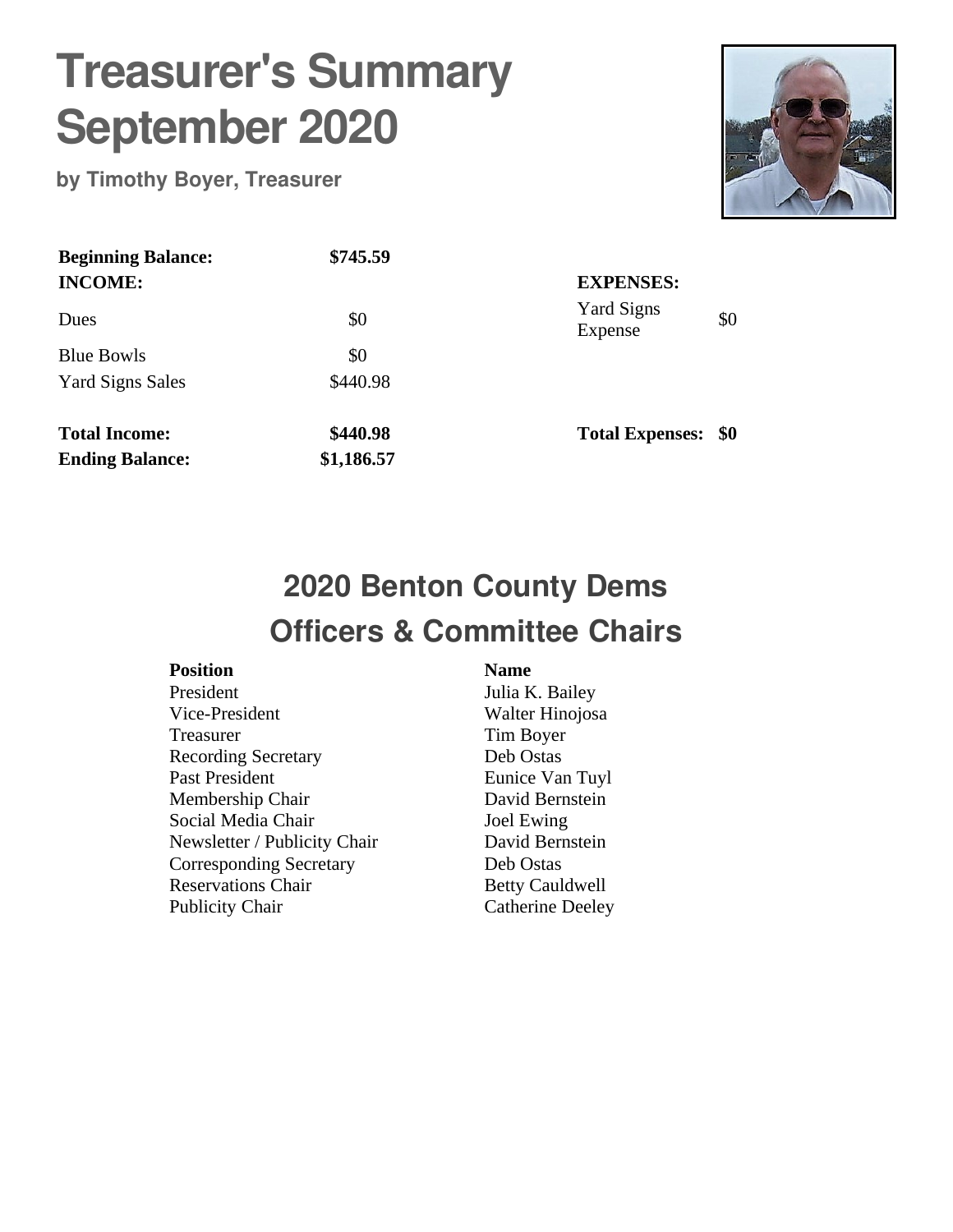# Treasurer's Summary September 2020

**by Timothy Boyer, Treasurer**

| | | | |
|---|---|---|---|
| **Beginning Balance:** | **$745.59** | | |
| **INCOME:** | | **EXPENSES:** | |
| Dues | $0 | Yard Signs Expense | $0 |
| Blue Bowls | $0 | | |
| Yard Signs Sales | $440.98 | | |
| **Total Income:** | **$440.98** | **Total Expenses:** | **$0** |
| **Ending Balance:** | **$1,186.57** | | |

## 2020 Benton County Dems Officers & Committee Chairs

| **Position** | **Name** |
|---|---|
| President | Julia K. Bailey |
| Vice-President | Walter Hinojosa |
| Treasurer | Tim Boyer |
| Recording Secretary | Deb Ostas |
| Past President | Eunice Van Tuyl |
| Membership Chair | David Bernstein |
| Social Media Chair | Joel Ewing |
| Newsletter / Publicity Chair | David Bernstein |
| Corresponding Secretary | Deb Ostas |
| Reservations Chair | Betty Cauldwell |
| Publicity Chair | Catherine Deeley |